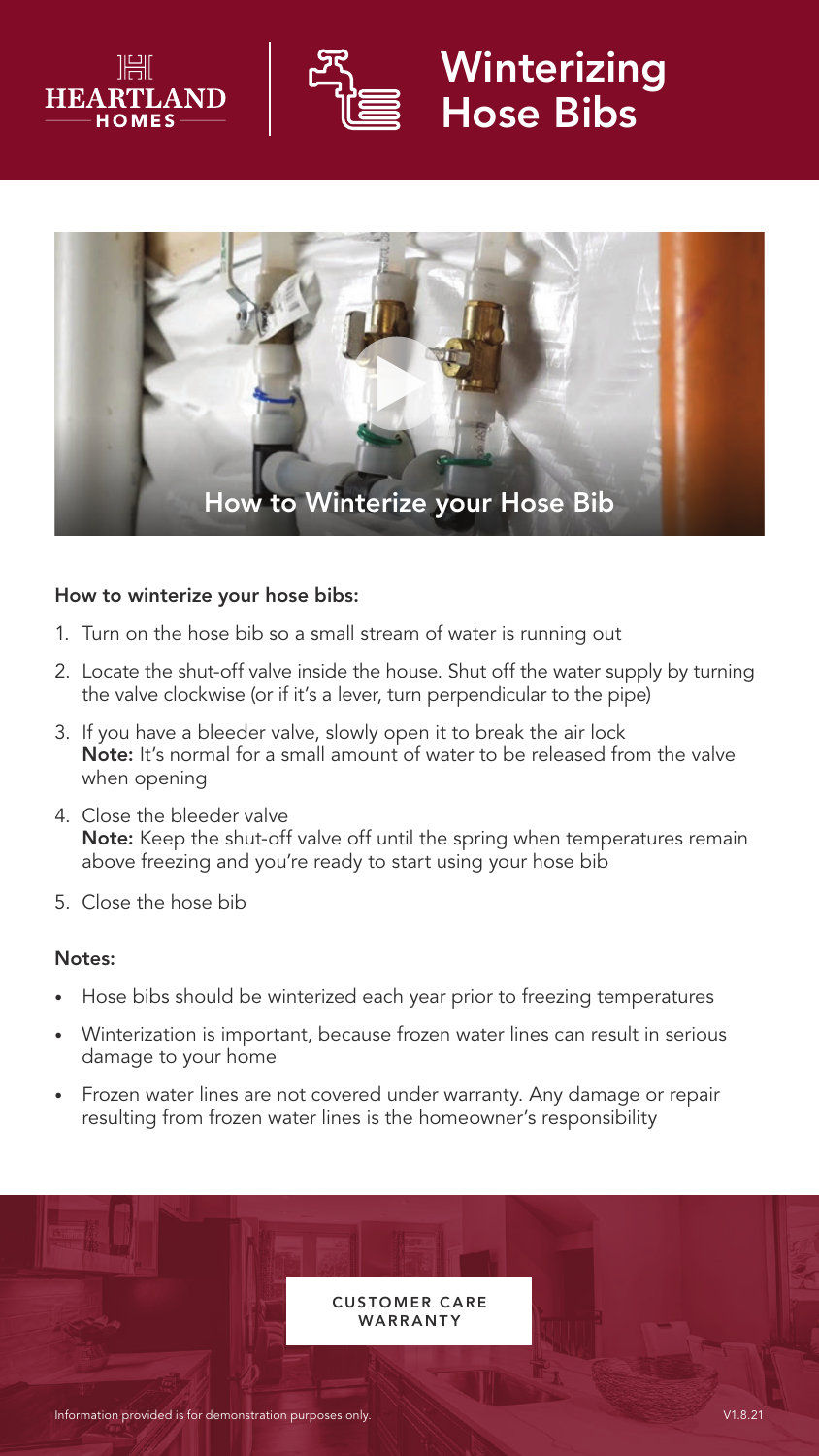# Winterizing Hose Bibs

How to Winterize your Hose Bib

**How to winterize your hose bibs:**

1. Turn on the hose bib so a small stream of water is running out
2. Locate the shut-off valve inside the house. Shut off the water supply by turning the valve clockwise (or if it's a lever, turn perpendicular to the pipe)
3. If you have a bleeder valve, slowly open it to break the air lock
   **Note:** It's normal for a small amount of water to be released from the valve when opening
4. Close the bleeder valve
   **Note:** Keep the shut-off valve off until the spring when temperatures remain above freezing and you're ready to start using your hose bib
5. Close the hose bib

**Notes:**

- Hose bibs should be winterized each year prior to freezing temperatures
- Winterization is important, because frozen water lines can result in serious damage to your home
- Frozen water lines are not covered under warranty. Any damage or repair resulting from frozen water lines is the homeowner's responsibility

CUSTOMER CARE WARRANTY

Information provided is for demonstration purposes only.

V1.8.21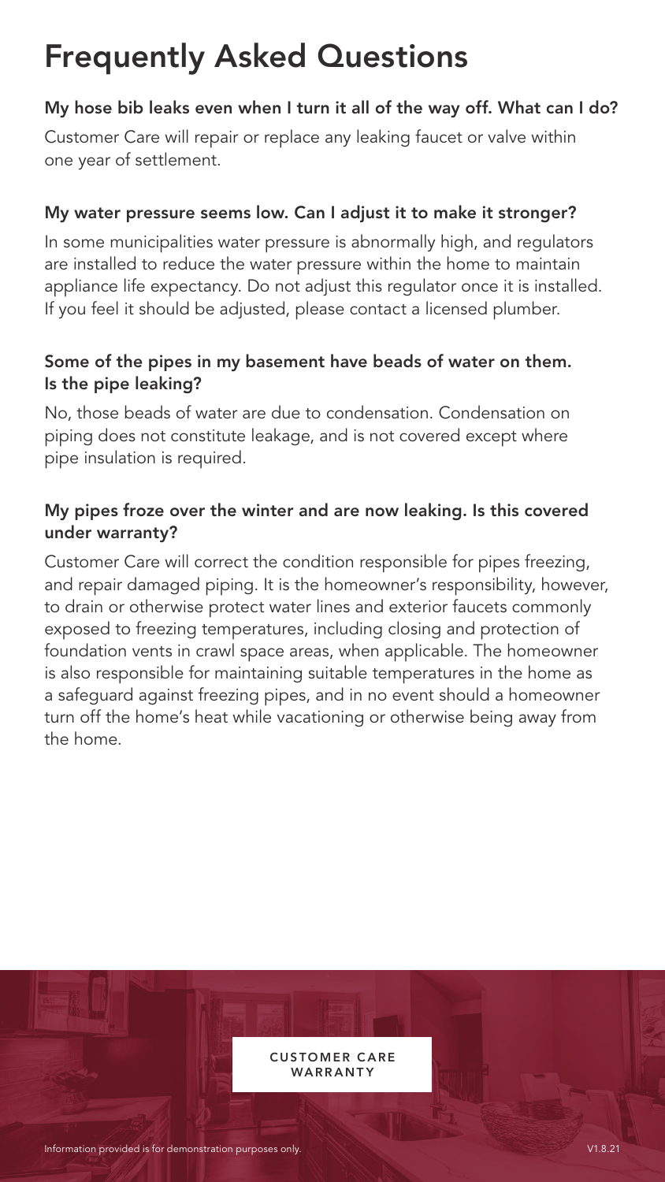# Frequently Asked Questions

### My hose bib leaks even when I turn it all of the way off. What can I do?

Customer Care will repair or replace any leaking faucet or valve within one year of settlement.

### My water pressure seems low. Can I adjust it to make it stronger?

In some municipalities water pressure is abnormally high, and regulators are installed to reduce the water pressure within the home to maintain appliance life expectancy. Do not adjust this regulator once it is installed. If you feel it should be adjusted, please contact a licensed plumber.

### Some of the pipes in my basement have beads of water on them. Is the pipe leaking?

No, those beads of water are due to condensation. Condensation on piping does not constitute leakage, and is not covered except where pipe insulation is required.

### My pipes froze over the winter and are now leaking. Is this covered under warranty?

Customer Care will correct the condition responsible for pipes freezing, and repair damaged piping. It is the homeowner's responsibility, however, to drain or otherwise protect water lines and exterior faucets commonly exposed to freezing temperatures, including closing and protection of foundation vents in crawl space areas, when applicable. The homeowner is also responsible for maintaining suitable temperatures in the home as a safeguard against freezing pipes, and in no event should a homeowner turn off the home's heat while vacationing or otherwise being away from the home.

CUSTOMER CARE WARRANTY

Information provided is for demonstration purposes only.

V1.8.21